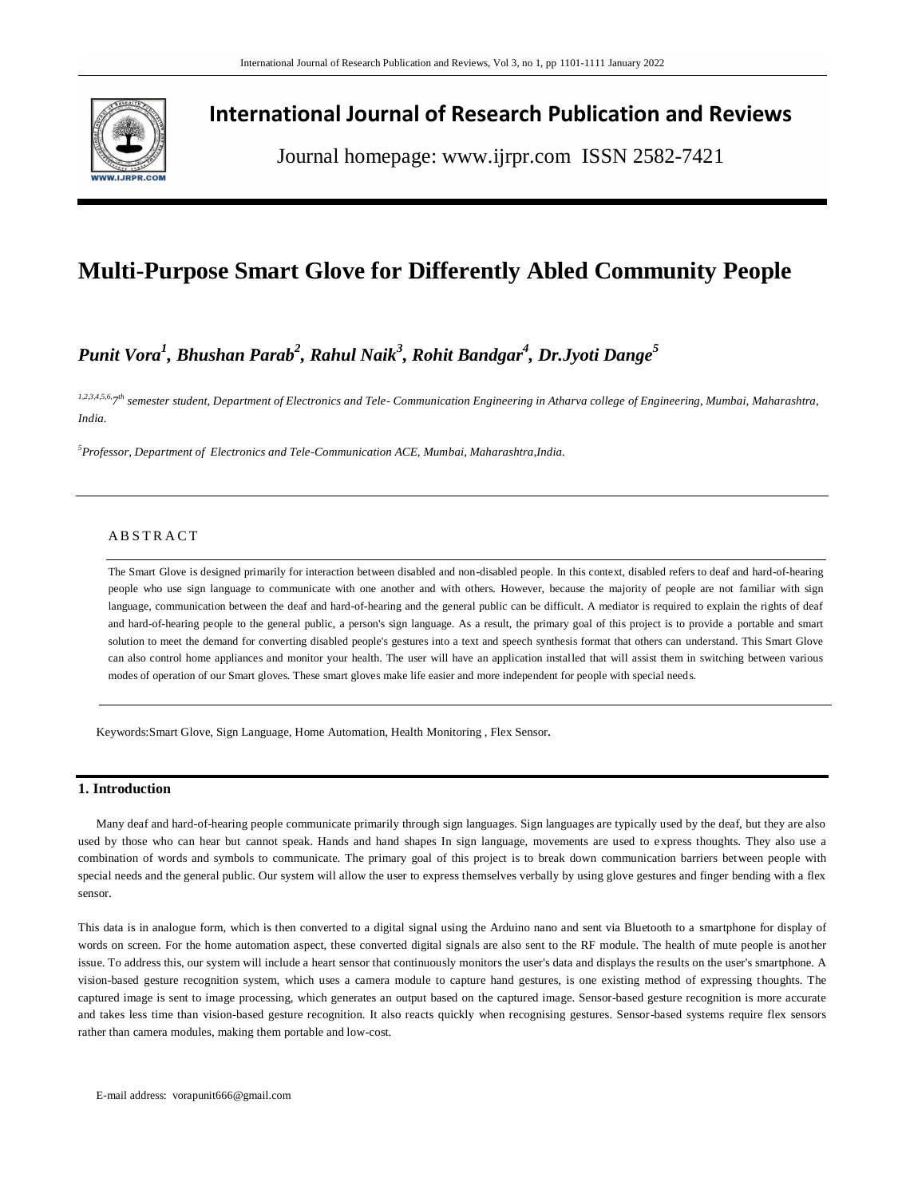# International Journal of Research Publication and Reviews

Journal homepage: www.ijrpr.com ISSN 2582-7421

# Multi-Purpose Smart Glove for Differently Abled Community People

***Punit Vora[1], Bhushan Parab[2], Rahul Naik[3], Rohit Bandgar[4], Dr.Jyoti Dange[5]***

*[1,2,3,4,5,6] 7[th] semester student, Department of Electronics and Tele- Communication Engineering in Atharva college of Engineering, Mumbai, Maharashtra, India.*

*[5] Professor, Department of Electronics and Tele-Communication ACE, Mumbai, Maharashtra,India.*

---

A B S T R A C T

The Smart Glove is designed primarily for interaction between disabled and non-disabled people. In this context, disabled refers to deaf and hard-of-hearing people who use sign language to communicate with one another and with others. However, because the majority of people are not familiar with sign language, communication between the deaf and hard-of-hearing and the general public can be difficult. A mediator is required to explain the rights of deaf and hard-of-hearing people to the general public, a person's sign language. As a result, the primary goal of this project is to provide a portable and smart solution to meet the demand for converting disabled people's gestures into a text and speech synthesis format that others can understand. This Smart Glove can also control home appliances and monitor your health. The user will have an application installed that will assist them in switching between various modes of operation of our Smart gloves. These smart gloves make life easier and more independent for people with special needs.

---

Keywords:Smart Glove, Sign Language, Home Automation, Health Monitoring , Flex Sensor.

## 1. Introduction

Many deaf and hard-of-hearing people communicate primarily through sign languages. Sign languages are typically used by the deaf, but they are also used by those who can hear but cannot speak. Hands and hand shapes In sign language, movements are used to express thoughts. They also use a combination of words and symbols to communicate. The primary goal of this project is to break down communication barriers between people with special needs and the general public. Our system will allow the user to express themselves verbally by using glove gestures and finger bending with a flex sensor.

This data is in analogue form, which is then converted to a digital signal using the Arduino nano and sent via Bluetooth to a smartphone for display of words on screen. For the home automation aspect, these converted digital signals are also sent to the RF module. The health of mute people is another issue. To address this, our system will include a heart sensor that continuously monitors the user's data and displays the results on the user's smartphone. A vision-based gesture recognition system, which uses a camera module to capture hand gestures, is one existing method of expressing thoughts. The captured image is sent to image processing, which generates an output based on the captured image. Sensor-based gesture recognition is more accurate and takes less time than vision-based gesture recognition. It also reacts quickly when recognising gestures. Sensor-based systems require flex sensors rather than camera modules, making them portable and low-cost.

E-mail address: vorapunit666@gmail.com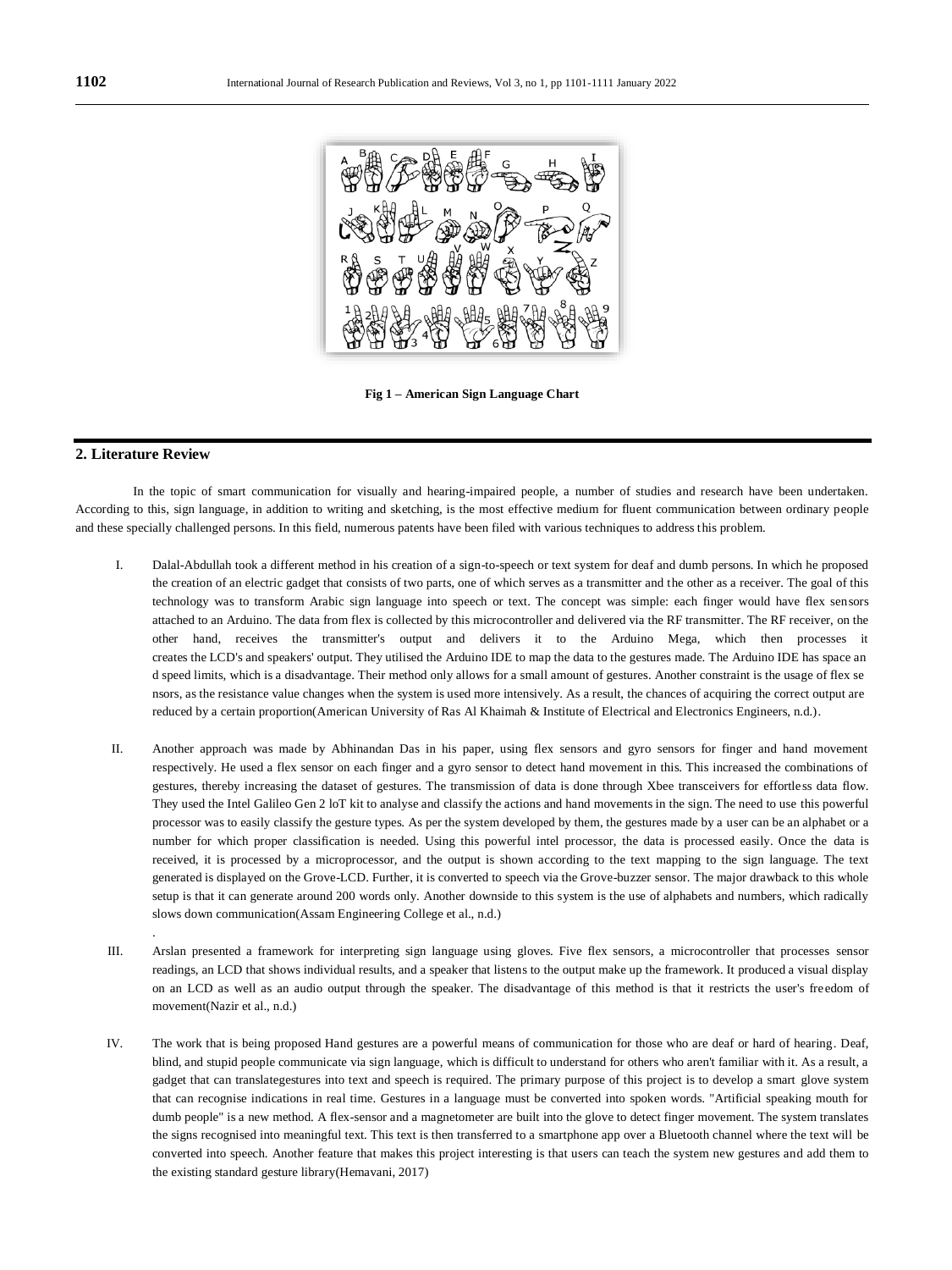Fig 1 – American Sign Language Chart

## 2. Literature Review

In the topic of smart communication for visually and hearing-impaired people, a number of studies and research have been undertaken. According to this, sign language, in addition to writing and sketching, is the most effective medium for fluent communication between ordinary people and these specially challenged persons. In this field, numerous patents have been filed with various techniques to address this problem.

I. Dalal-Abdullah took a different method in his creation of a sign-to-speech or text system for deaf and dumb persons. In which he proposed the creation of an electric gadget that consists of two parts, one of which serves as a transmitter and the other as a receiver. The goal of this technology was to transform Arabic sign language into speech or text. The concept was simple: each finger would have flex sensors attached to an Arduino. The data from flex is collected by this microcontroller and delivered via the RF transmitter. The RF receiver, on the other hand, receives the transmitter's output and delivers it to the Arduino Mega, which then processes it creates the LCD's and speakers' output. They utilised the Arduino IDE to map the data to the gestures made. The Arduino IDE has space an d speed limits, which is a disadvantage. Their method only allows for a small amount of gestures. Another constraint is the usage of flex se nsors, as the resistance value changes when the system is used more intensively. As a result, the chances of acquiring the correct output are reduced by a certain proportion(American University of Ras Al Khaimah & Institute of Electrical and Electronics Engineers, n.d.).

II. Another approach was made by Abhinandan Das in his paper, using flex sensors and gyro sensors for finger and hand movement respectively. He used a flex sensor on each finger and a gyro sensor to detect hand movement in this. This increased the combinations of gestures, thereby increasing the dataset of gestures. The transmission of data is done through Xbee transceivers for effortless data flow. They used the Intel Galileo Gen 2 loT kit to analyse and classify the actions and hand movements in the sign. The need to use this powerful processor was to easily classify the gesture types. As per the system developed by them, the gestures made by a user can be an alphabet or a number for which proper classification is needed. Using this powerful intel processor, the data is processed easily. Once the data is received, it is processed by a microprocessor, and the output is shown according to the text mapping to the sign language. The text generated is displayed on the Grove-LCD. Further, it is converted to speech via the Grove-buzzer sensor. The major drawback to this whole setup is that it can generate around 200 words only. Another downside to this system is the use of alphabets and numbers, which radically slows down communication(Assam Engineering College et al., n.d.)

III. Arslan presented a framework for interpreting sign language using gloves. Five flex sensors, a microcontroller that processes sensor readings, an LCD that shows individual results, and a speaker that listens to the output make up the framework. It produced a visual display on an LCD as well as an audio output through the speaker. The disadvantage of this method is that it restricts the user's freedom of movement(Nazir et al., n.d.)

IV. The work that is being proposed Hand gestures are a powerful means of communication for those who are deaf or hard of hearing. Deaf, blind, and stupid people communicate via sign language, which is difficult to understand for others who aren't familiar with it. As a result, a gadget that can translategestures into text and speech is required. The primary purpose of this project is to develop a smart glove system that can recognise indications in real time. Gestures in a language must be converted into spoken words. "Artificial speaking mouth for dumb people" is a new method. A flex-sensor and a magnetometer are built into the glove to detect finger movement. The system translates the signs recognised into meaningful text. This text is then transferred to a smartphone app over a Bluetooth channel where the text will be converted into speech. Another feature that makes this project interesting is that users can teach the system new gestures and add them to the existing standard gesture library(Hemavani, 2017)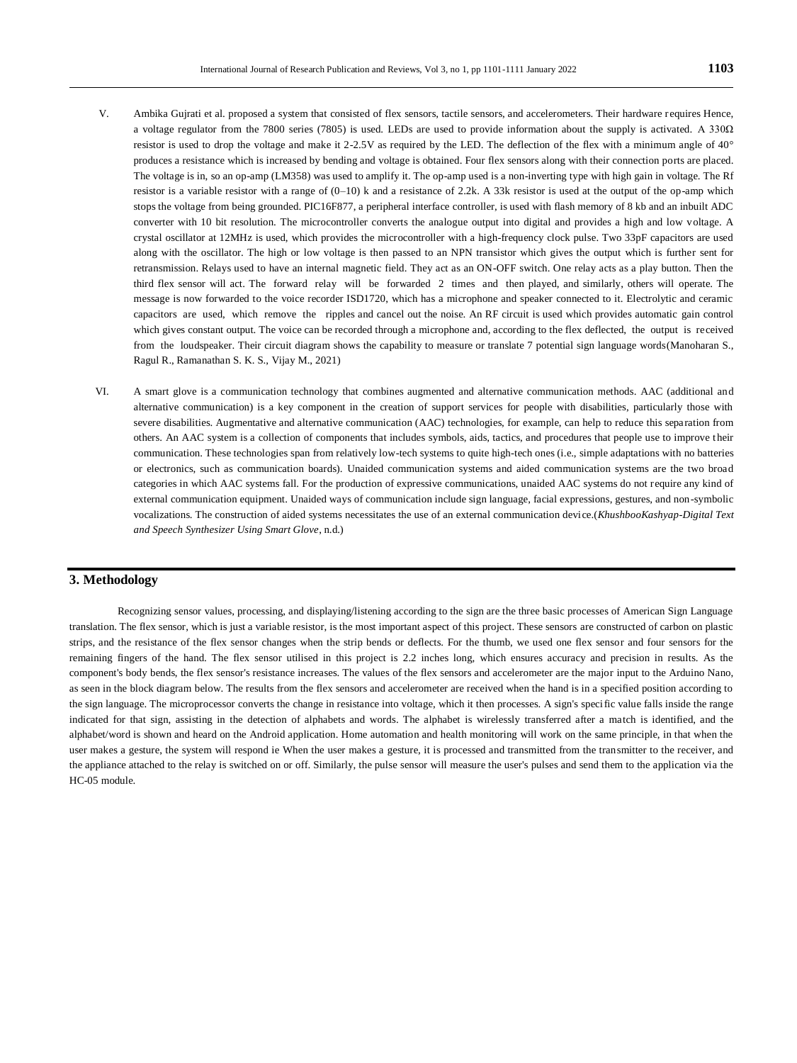V. Ambika Gujrati et al. proposed a system that consisted of flex sensors, tactile sensors, and accelerometers. Their hardware requires Hence, a voltage regulator from the 7800 series (7805) is used. LEDs are used to provide information about the supply is activated. A 330Ω resistor is used to drop the voltage and make it 2-2.5V as required by the LED. The deflection of the flex with a minimum angle of 40° produces a resistance which is increased by bending and voltage is obtained. Four flex sensors along with their connection ports are placed. The voltage is in, so an op-amp (LM358) was used to amplify it. The op-amp used is a non-inverting type with high gain in voltage. The Rf resistor is a variable resistor with a range of (0–10) k and a resistance of 2.2k. A 33k resistor is used at the output of the op-amp which stops the voltage from being grounded. PIC16F877, a peripheral interface controller, is used with flash memory of 8 kb and an inbuilt ADC converter with 10 bit resolution. The microcontroller converts the analogue output into digital and provides a high and low voltage. A crystal oscillator at 12MHz is used, which provides the microcontroller with a high-frequency clock pulse. Two 33pF capacitors are used along with the oscillator. The high or low voltage is then passed to an NPN transistor which gives the output which is further sent for retransmission. Relays used to have an internal magnetic field. They act as an ON-OFF switch. One relay acts as a play button. Then the third flex sensor will act. The forward relay will be forwarded 2 times and then played, and similarly, others will operate. The message is now forwarded to the voice recorder ISD1720, which has a microphone and speaker connected to it. Electrolytic and ceramic capacitors are used, which remove the ripples and cancel out the noise. An RF circuit is used which provides automatic gain control which gives constant output. The voice can be recorded through a microphone and, according to the flex deflected, the output is received from the loudspeaker. Their circuit diagram shows the capability to measure or translate 7 potential sign language words(Manoharan S., Ragul R., Ramanathan S. K. S., Vijay M., 2021)

VI. A smart glove is a communication technology that combines augmented and alternative communication methods. AAC (additional and alternative communication) is a key component in the creation of support services for people with disabilities, particularly those with severe disabilities. Augmentative and alternative communication (AAC) technologies, for example, can help to reduce this separation from others. An AAC system is a collection of components that includes symbols, aids, tactics, and procedures that people use to improve their communication. These technologies span from relatively low-tech systems to quite high-tech ones (i.e., simple adaptations with no batteries or electronics, such as communication boards). Unaided communication systems and aided communication systems are the two broad categories in which AAC systems fall. For the production of expressive communications, unaided AAC systems do not require any kind of external communication equipment. Unaided ways of communication include sign language, facial expressions, gestures, and non-symbolic vocalizations. The construction of aided systems necessitates the use of an external communication device.(*KhushbooKashyap-Digital Text and Speech Synthesizer Using Smart Glove*, n.d.)

## 3. Methodology

Recognizing sensor values, processing, and displaying/listening according to the sign are the three basic processes of American Sign Language translation. The flex sensor, which is just a variable resistor, is the most important aspect of this project. These sensors are constructed of carbon on plastic strips, and the resistance of the flex sensor changes when the strip bends or deflects. For the thumb, we used one flex sensor and four sensors for the remaining fingers of the hand. The flex sensor utilised in this project is 2.2 inches long, which ensures accuracy and precision in results. As the component's body bends, the flex sensor's resistance increases. The values of the flex sensors and accelerometer are the major input to the Arduino Nano, as seen in the block diagram below. The results from the flex sensors and accelerometer are received when the hand is in a specified position according to the sign language. The microprocessor converts the change in resistance into voltage, which it then processes. A sign's specific value falls inside the range indicated for that sign, assisting in the detection of alphabets and words. The alphabet is wirelessly transferred after a match is identified, and the alphabet/word is shown and heard on the Android application. Home automation and health monitoring will work on the same principle, in that when the user makes a gesture, the system will respond ie When the user makes a gesture, it is processed and transmitted from the transmitter to the receiver, and the appliance attached to the relay is switched on or off. Similarly, the pulse sensor will measure the user's pulses and send them to the application via the HC-05 module.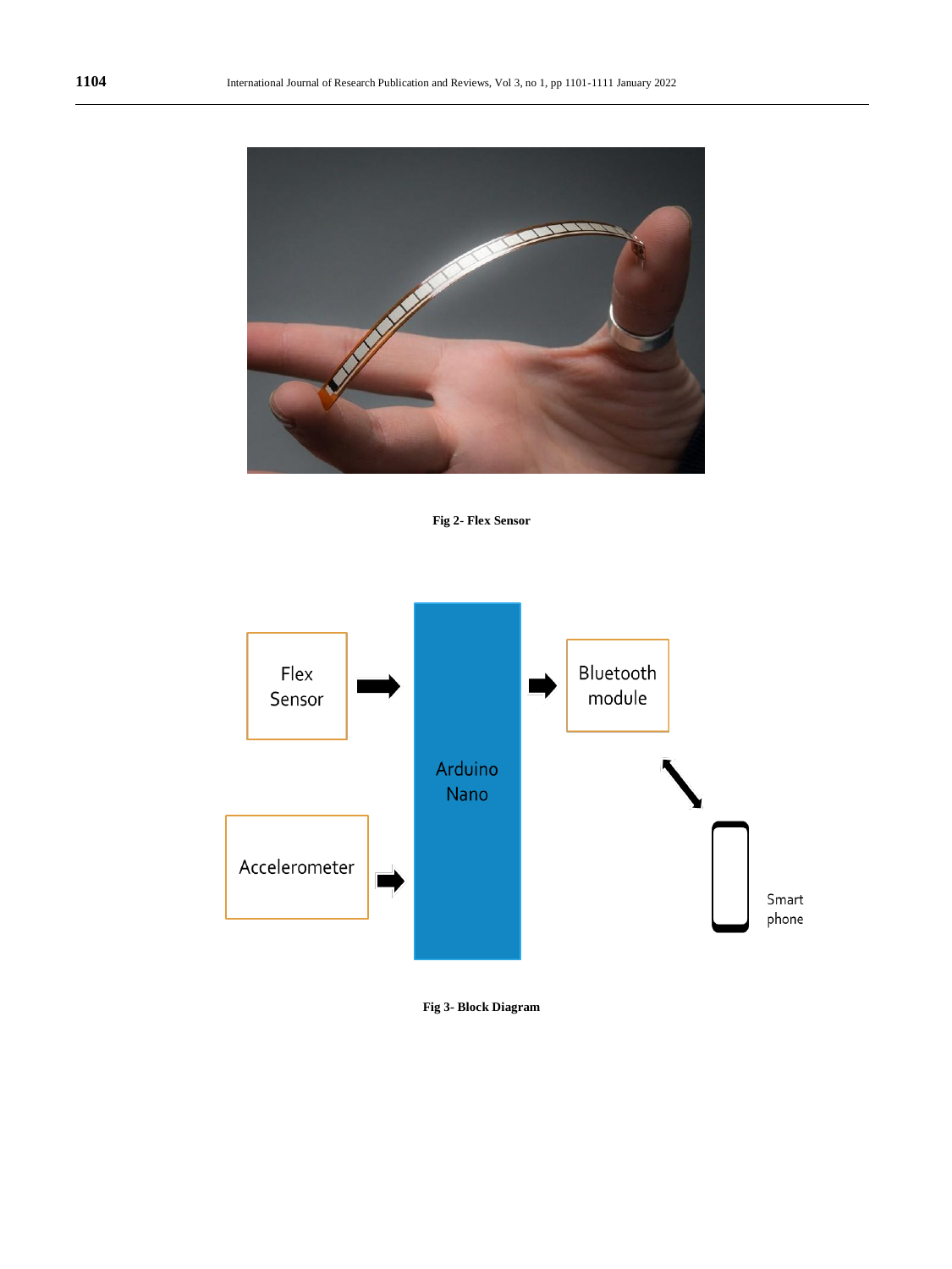**Fig 2- Flex Sensor**

Flex Sensor

Accelerometer

Arduino Nano

Bluetooth module

Smart phone

**Fig 3- Block Diagram**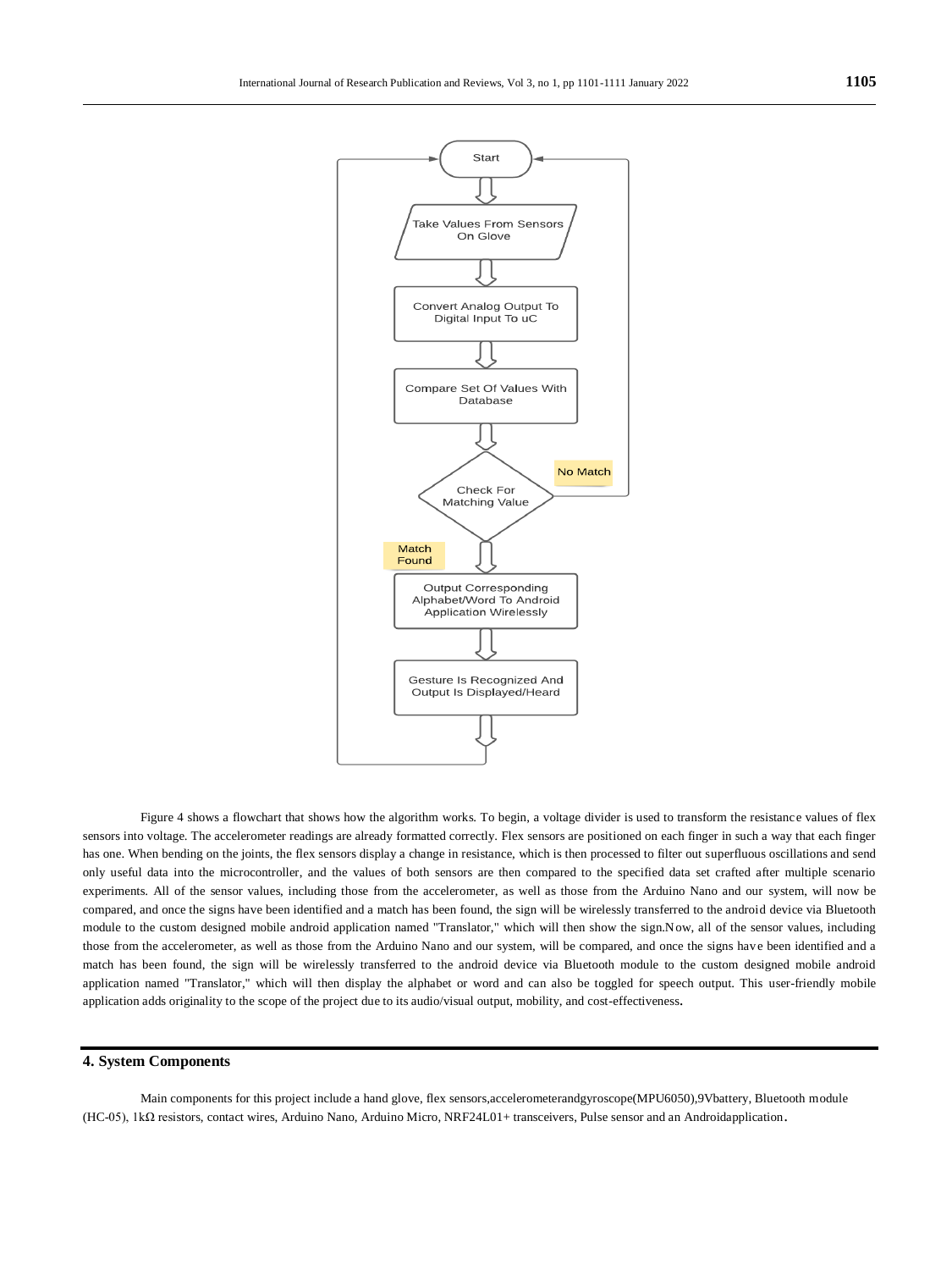Start

Take Values From Sensors On Glove

Convert Analog Output To Digital Input To uC

Compare Set Of Values With Database

Check For Matching Value

No Match

Match Found

Output Corresponding Alphabet/Word To Android Application Wirelessly

Gesture Is Recognized And Output Is Displayed/Heard

Figure 4 shows a flowchart that shows how the algorithm works. To begin, a voltage divider is used to transform the resistance values of flex sensors into voltage. The accelerometer readings are already formatted correctly. Flex sensors are positioned on each finger in such a way that each finger has one. When bending on the joints, the flex sensors display a change in resistance, which is then processed to filter out superfluous oscillations and send only useful data into the microcontroller, and the values of both sensors are then compared to the specified data set crafted after multiple scenario experiments. All of the sensor values, including those from the accelerometer, as well as those from the Arduino Nano and our system, will now be compared, and once the signs have been identified and a match has been found, the sign will be wirelessly transferred to the android device via Bluetooth module to the custom designed mobile android application named "Translator," which will then show the sign.Now, all of the sensor values, including those from the accelerometer, as well as those from the Arduino Nano and our system, will be compared, and once the signs have been identified and a match has been found, the sign will be wirelessly transferred to the android device via Bluetooth module to the custom designed mobile android application named "Translator," which will then display the alphabet or word and can also be toggled for speech output. This user-friendly mobile application adds originality to the scope of the project due to its audio/visual output, mobility, and cost-effectiveness.

## 4. System Components

Main components for this project include a hand glove, flex sensors,accelerometerandgyroscope(MPU6050),9Vbattery, Bluetooth module (HC-05), 1kΩ resistors, contact wires, Arduino Nano, Arduino Micro, NRF24L01+ transceivers, Pulse sensor and an Androidapplication.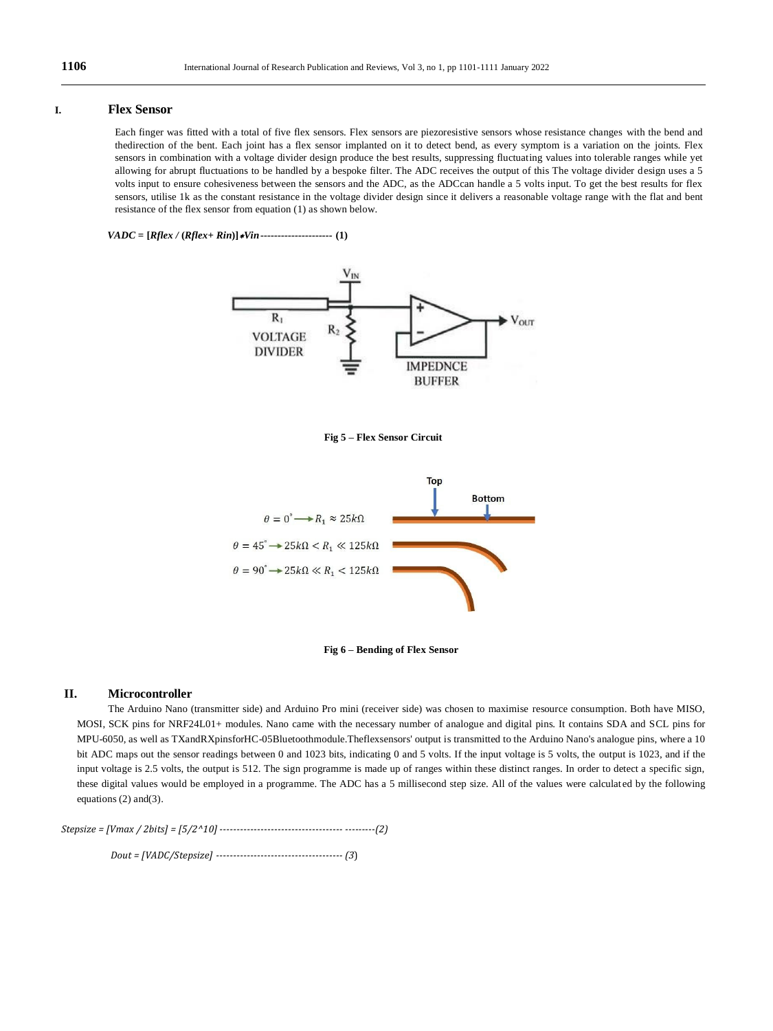## I. Flex Sensor

Each finger was fitted with a total of five flex sensors. Flex sensors are piezoresistive sensors whose resistance changes with the bend and thedirection of the bent. Each joint has a flex sensor implanted on it to detect bend, as every symptom is a variation on the joints. Flex sensors in combination with a voltage divider design produce the best results, suppressing fluctuating values into tolerable ranges while yet allowing for abrupt fluctuations to be handled by a bespoke filter. The ADC receives the output of this The voltage divider design uses a 5 volts input to ensure cohesiveness between the sensors and the ADC, as the ADCcan handle a 5 volts input. To get the best results for flex sensors, utilise 1k as the constant resistance in the voltage divider design since it delivers a reasonable voltage range with the flat and bent resistance of the flex sensor from equation (1) as shown below.

$$V_{ADC} = [R_{flex} / (R_{flex} + R_{in})] * V_{in} \text{ --------------------- (1)}$$

VIN

R1

VOLTAGE DIVIDER

R2

VOUT

IMPEDNCE BUFFER

**Fig 5 – Flex Sensor Circuit**

Top

Bottom

$\theta = 0^{\circ} \rightarrow R_1 \approx 25k\Omega$

$\theta = 45^{\circ} \rightarrow 25k\Omega < R_1 \ll 125k\Omega$

$\theta = 90^{\circ} \rightarrow 25k\Omega \ll R_1 < 125k\Omega$

**Fig 6 – Bending of Flex Sensor**

## II. Microcontroller

The Arduino Nano (transmitter side) and Arduino Pro mini (receiver side) was chosen to maximise resource consumption. Both have MISO, MOSI, SCK pins for NRF24L01+ modules. Nano came with the necessary number of analogue and digital pins. It contains SDA and SCL pins for MPU-6050, as well as TXandRXpinsforHC-05Bluetoothmodule.Theflexsensors' output is transmitted to the Arduino Nano's analogue pins, where a 10 bit ADC maps out the sensor readings between 0 and 1023 bits, indicating 0 and 5 volts. If the input voltage is 5 volts, the output is 1023, and if the input voltage is 2.5 volts, the output is 512. The sign programme is made up of ranges within these distinct ranges. In order to detect a specific sign, these digital values would be employed in a programme. The ADC has a 5 millisecond step size. All of the values were calculated by the following equations (2) and(3).

$$Stepsize = [V_{max} / 2^{bits}] = [5/2^{10}] \text{ ----------------------------------- ---------(2)}$$

$$D_{out} = [V_{ADC}/Stepsize] \text{ ------------------------------------ (3)}$$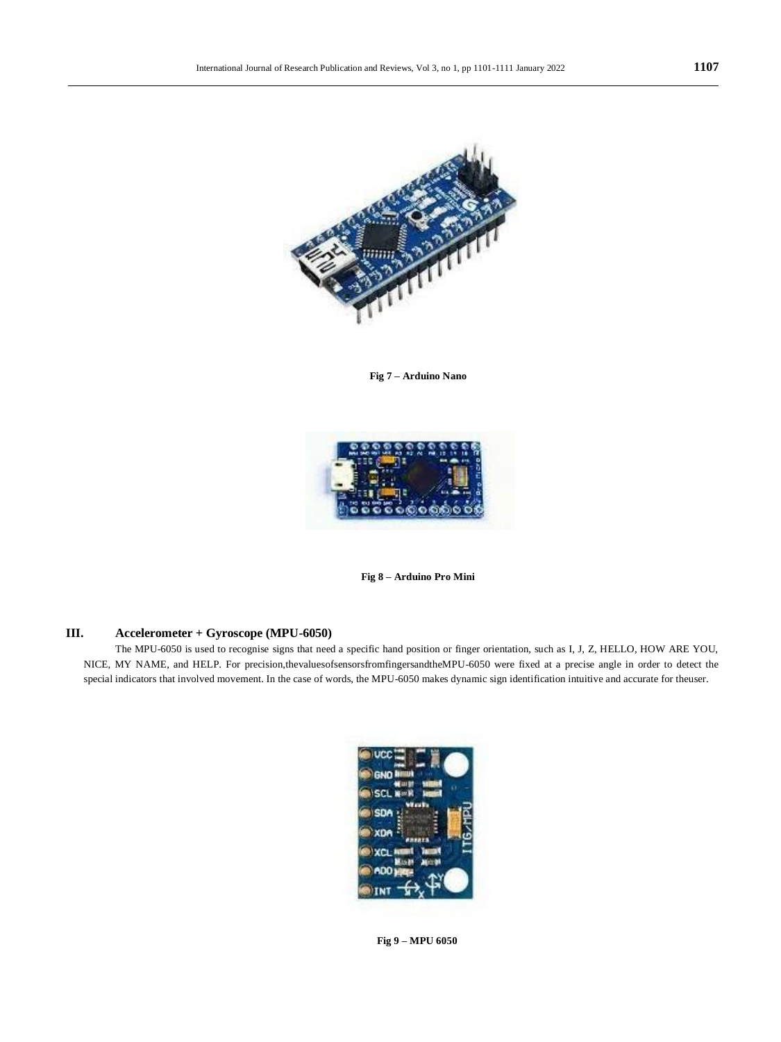Fig 7 – Arduino Nano

Fig 8 – Arduino Pro Mini

### III. Accelerometer + Gyroscope (MPU-6050)

The MPU-6050 is used to recognise signs that need a specific hand position or finger orientation, such as I, J, Z, HELLO, HOW ARE YOU, NICE, MY NAME, and HELP. For precision,thevaluesofsensorsfromfingersandtheMPU-6050 were fixed at a precise angle in order to detect the special indicators that involved movement. In the case of words, the MPU-6050 makes dynamic sign identification intuitive and accurate for theuser.

Fig 9 – MPU 6050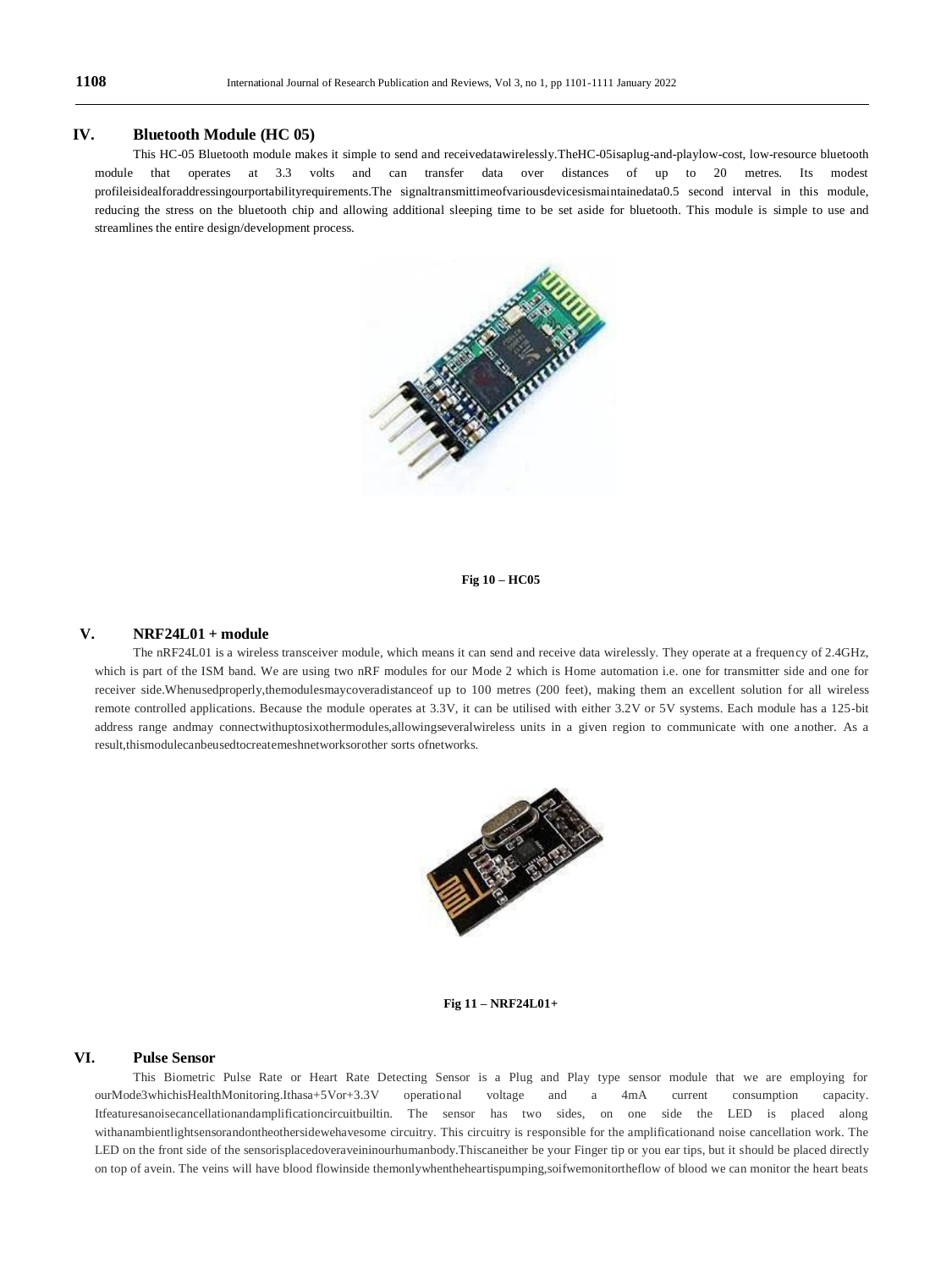## IV. Bluetooth Module (HC 05)

This HC-05 Bluetooth module makes it simple to send and receivedatawirelessly.TheHC-05isaplug-and-playlow-cost, low-resource bluetooth module that operates at 3.3 volts and can transfer data over distances of up to 20 metres. Its modest profileisidealforaddressingourportabilityrequirements.The signaltransmittimeofvariousdevicesismaintainedata0.5 second interval in this module, reducing the stress on the bluetooth chip and allowing additional sleeping time to be set aside for bluetooth. This module is simple to use and streamlines the entire design/development process.

**Fig 10 – HC05**

## V. NRF24L01 + module

The nRF24L01 is a wireless transceiver module, which means it can send and receive data wirelessly. They operate at a frequency of 2.4GHz, which is part of the ISM band. We are using two nRF modules for our Mode 2 which is Home automation i.e. one for transmitter side and one for receiver side.Whenusedproperly,themodulesmaycoveradistanceof up to 100 metres (200 feet), making them an excellent solution for all wireless remote controlled applications. Because the module operates at 3.3V, it can be utilised with either 3.2V or 5V systems. Each module has a 125-bit address range andmay connectwithuptosixothermodules,allowingseveralwireless units in a given region to communicate with one another. As a result,thismodulecanbeusedtocreatemeshnetworksorother sorts ofnetworks.

**Fig 11 – NRF24L01+**

## VI. Pulse Sensor

This Biometric Pulse Rate or Heart Rate Detecting Sensor is a Plug and Play type sensor module that we are employing for ourMode3whichisHealthMonitoring.Ithasa+5Vor+3.3V operational voltage and a 4mA current consumption capacity. Itfeaturesanoisecancellationandamplificationcircuitbuiltin. The sensor has two sides, on one side the LED is placed along withanambientlightsensorandontheothersidewehavesome circuitry. This circuitry is responsible for the amplificationand noise cancellation work. The LED on the front side of the sensorisplacedoveraveininourhumanbody.Thiscaneither be your Finger tip or you ear tips, but it should be placed directly on top of avein. The veins will have blood flowinside themonlywhentheheartispumping,soifwemonitortheflow of blood we can monitor the heart beats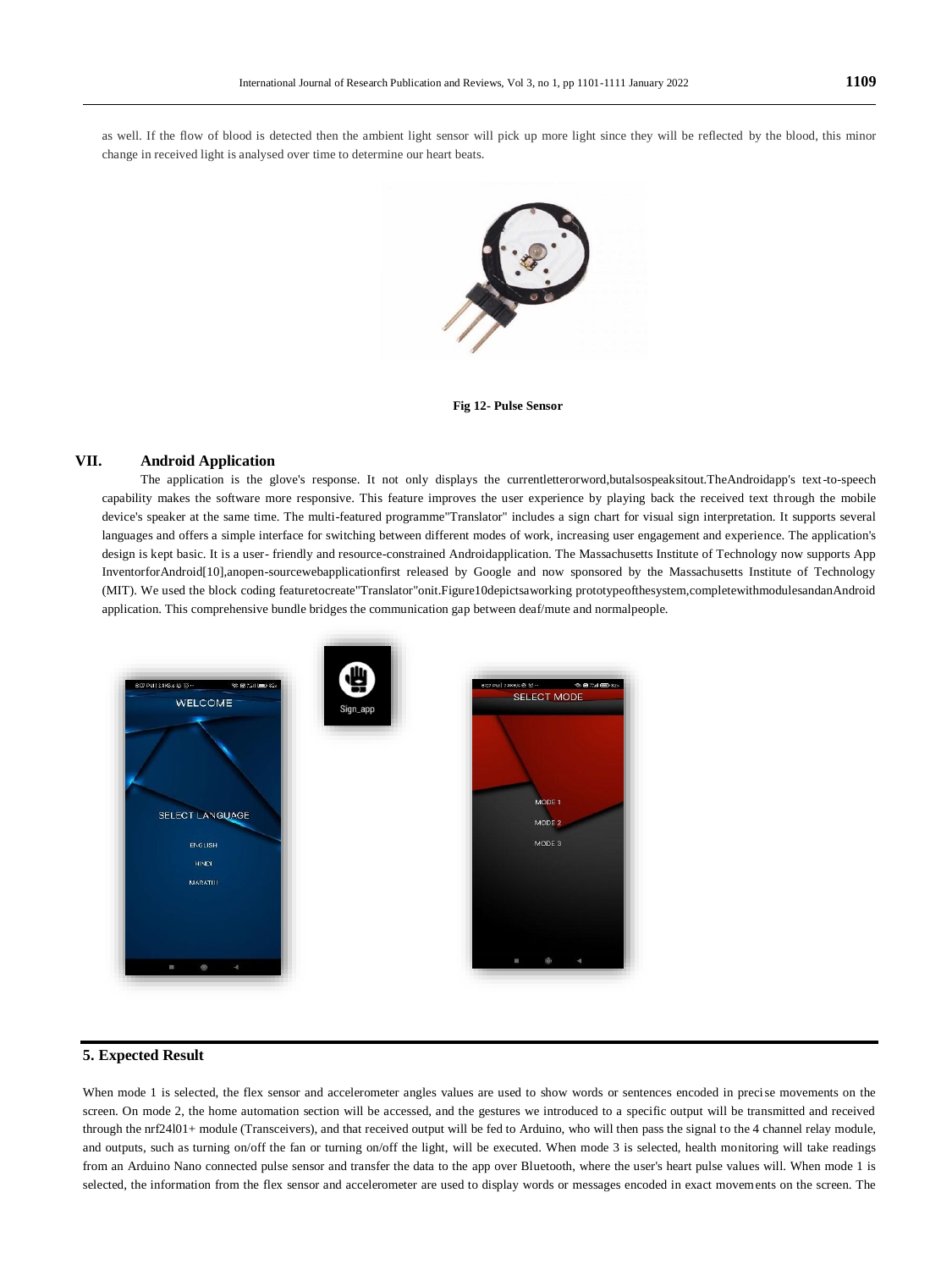as well. If the flow of blood is detected then the ambient light sensor will pick up more light since they will be reflected by the blood, this minor change in received light is analysed over time to determine our heart beats.

**Fig 12- Pulse Sensor**

## VII. Android Application

The application is the glove's response. It not only displays the currentletterorword,butalsospeaksitout.TheAndroidapp's text-to-speech capability makes the software more responsive. This feature improves the user experience by playing back the received text through the mobile device's speaker at the same time. The multi-featured programme"Translator" includes a sign chart for visual sign interpretation. It supports several languages and offers a simple interface for switching between different modes of work, increasing user engagement and experience. The application's design is kept basic. It is a user- friendly and resource-constrained Androidapplication. The Massachusetts Institute of Technology now supports App InventorforAndroid[10],anopen-sourcewebapplicationfirst released by Google and now sponsored by the Massachusetts Institute of Technology (MIT). We used the block coding featuretocreate"Translator"onit.Figure10depictsaworking prototypeofthesystem,completewithmodulesandanAndroid application. This comprehensive bundle bridges the communication gap between deaf/mute and normalpeople.

## 5. Expected Result

When mode 1 is selected, the flex sensor and accelerometer angles values are used to show words or sentences encoded in precise movements on the screen. On mode 2, the home automation section will be accessed, and the gestures we introduced to a specific output will be transmitted and received through the nrf24l01+ module (Transceivers), and that received output will be fed to Arduino, who will then pass the signal to the 4 channel relay module, and outputs, such as turning on/off the fan or turning on/off the light, will be executed. When mode 3 is selected, health monitoring will take readings from an Arduino Nano connected pulse sensor and transfer the data to the app over Bluetooth, where the user's heart pulse values will. When mode 1 is selected, the information from the flex sensor and accelerometer are used to display words or messages encoded in exact movements on the screen. The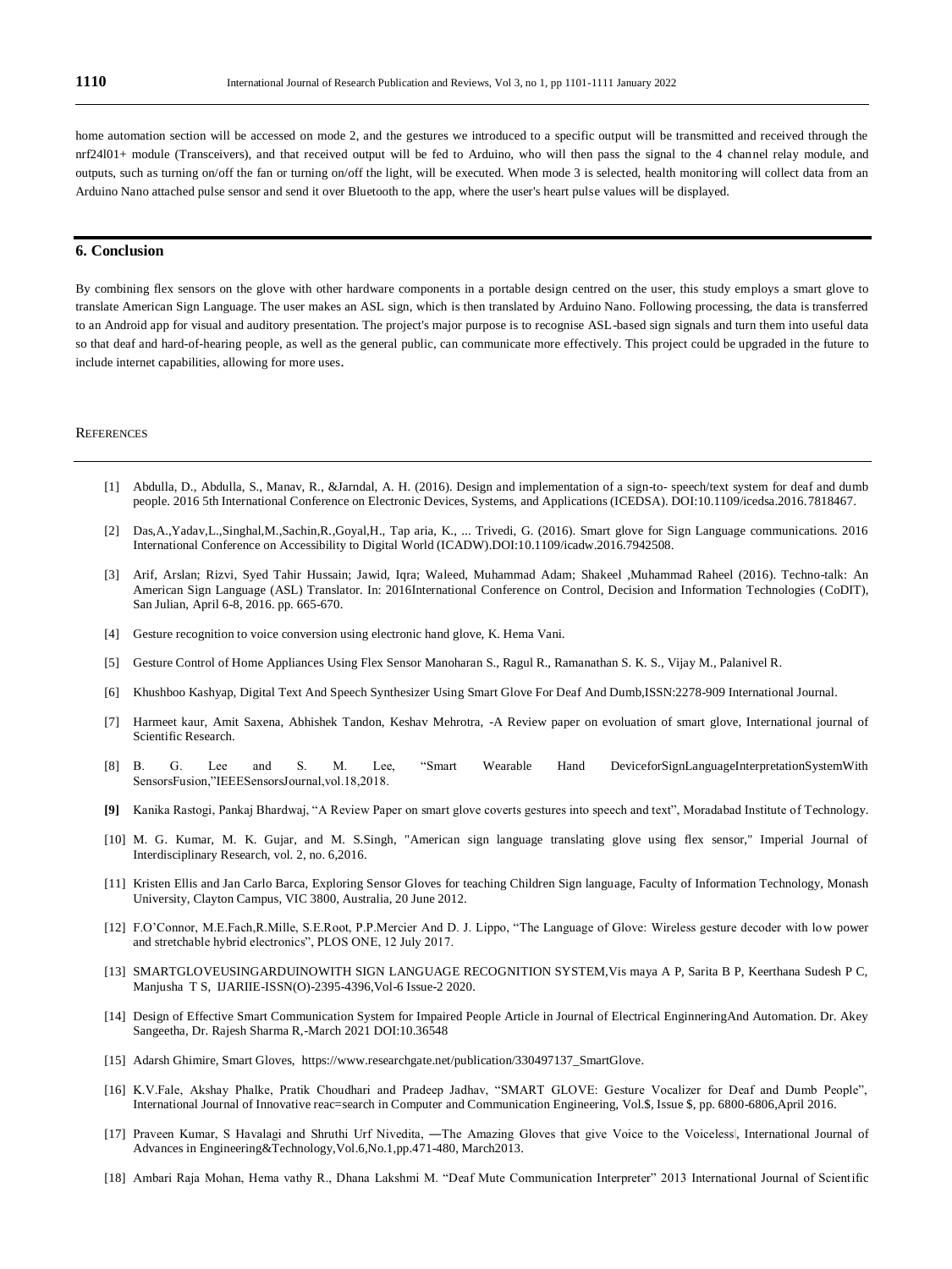home automation section will be accessed on mode 2, and the gestures we introduced to a specific output will be transmitted and received through the nrf24l01+ module (Transceivers), and that received output will be fed to Arduino, who will then pass the signal to the 4 channel relay module, and outputs, such as turning on/off the fan or turning on/off the light, will be executed. When mode 3 is selected, health monitoring will collect data from an Arduino Nano attached pulse sensor and send it over Bluetooth to the app, where the user's heart pulse values will be displayed.

## 6. Conclusion

By combining flex sensors on the glove with other hardware components in a portable design centred on the user, this study employs a smart glove to translate American Sign Language. The user makes an ASL sign, which is then translated by Arduino Nano. Following processing, the data is transferred to an Android app for visual and auditory presentation. The project's major purpose is to recognise ASL-based sign signals and turn them into useful data so that deaf and hard-of-hearing people, as well as the general public, can communicate more effectively. This project could be upgraded in the future to include internet capabilities, allowing for more uses.

## References

[1] Abdulla, D., Abdulla, S., Manav, R., &Jarndal, A. H. (2016). Design and implementation of a sign-to- speech/text system for deaf and dumb people. 2016 5th International Conference on Electronic Devices, Systems, and Applications (ICEDSA). DOI:10.1109/icedsa.2016.7818467.

[2] Das,A.,Yadav,L.,Singhal,M.,Sachin,R.,Goyal,H., Tap aria, K., ... Trivedi, G. (2016). Smart glove for Sign Language communications. 2016 International Conference on Accessibility to Digital World (ICADW).DOI:10.1109/icadw.2016.7942508.

[3] Arif, Arslan; Rizvi, Syed Tahir Hussain; Jawid, Iqra; Waleed, Muhammad Adam; Shakeel ,Muhammad Raheel (2016). Techno-talk: An American Sign Language (ASL) Translator. In: 2016International Conference on Control, Decision and Information Technologies (CoDIT), San Julian, April 6-8, 2016. pp. 665-670.

[4] Gesture recognition to voice conversion using electronic hand glove, K. Hema Vani.

[5] Gesture Control of Home Appliances Using Flex Sensor Manoharan S., Ragul R., Ramanathan S. K. S., Vijay M., Palanivel R.

[6] Khushboo Kashyap, Digital Text And Speech Synthesizer Using Smart Glove For Deaf And Dumb,ISSN:2278-909 International Journal.

[7] Harmeet kaur, Amit Saxena, Abhishek Tandon, Keshav Mehrotra, -A Review paper on evoluation of smart glove, International journal of Scientific Research.

[8] B. G. Lee and S. M. Lee, "Smart Wearable Hand DeviceforSignLanguageInterpretationSystemWith SensorsFusion,"IEEESensorsJournal,vol.18,2018.

**[9]** Kanika Rastogi, Pankaj Bhardwaj, "A Review Paper on smart glove coverts gestures into speech and text", Moradabad Institute of Technology.

[10] M. G. Kumar, M. K. Gujar, and M. S.Singh, "American sign language translating glove using flex sensor," Imperial Journal of Interdisciplinary Research, vol. 2, no. 6,2016.

[11] Kristen Ellis and Jan Carlo Barca, Exploring Sensor Gloves for teaching Children Sign language, Faculty of Information Technology, Monash University, Clayton Campus, VIC 3800, Australia, 20 June 2012.

[12] F.O'Connor, M.E.Fach,R.Mille, S.E.Root, P.P.Mercier And D. J. Lippo, "The Language of Glove: Wireless gesture decoder with low power and stretchable hybrid electronics", PLOS ONE, 12 July 2017.

[13] SMARTGLOVEUSINGARDUINOWITH SIGN LANGUAGE RECOGNITION SYSTEM,Vis maya A P, Sarita B P, Keerthana Sudesh P C, Manjusha T S, IJARIIE-ISSN(O)-2395-4396,Vol-6 Issue-2 2020.

[14] Design of Effective Smart Communication System for Impaired People Article in Journal of Electrical EnginneringAnd Automation. Dr. Akey Sangeetha, Dr. Rajesh Sharma R,-March 2021 DOI:10.36548

[15] Adarsh Ghimire, Smart Gloves, https://www.researchgate.net/publication/330497137_SmartGlove.

[16] K.V.Fale, Akshay Phalke, Pratik Choudhari and Pradeep Jadhav, "SMART GLOVE: Gesture Vocalizer for Deaf and Dumb People", International Journal of Innovative reac=search in Computer and Communication Engineering, Vol.$, Issue $, pp. 6800-6806,April 2016.

[17] Praveen Kumar, S Havalagi and Shruthi Urf Nivedita, ―The Amazing Gloves that give Voice to the Voiceless‖, International Journal of Advances in Engineering&Technology,Vol.6,No.1,pp.471-480, March2013.

[18] Ambari Raja Mohan, Hema vathy R., Dhana Lakshmi M. "Deaf Mute Communication Interpreter" 2013 International Journal of Scientific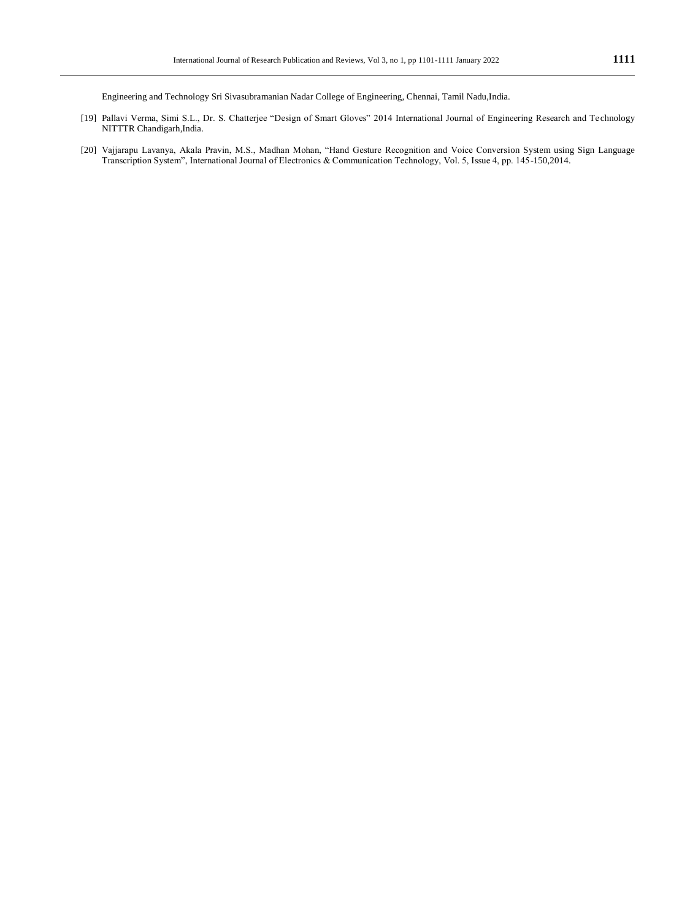Engineering and Technology Sri Sivasubramanian Nadar College of Engineering, Chennai, Tamil Nadu,India.

[19] Pallavi Verma, Simi S.L., Dr. S. Chatterjee "Design of Smart Gloves" 2014 International Journal of Engineering Research and Technology NITTTR Chandigarh,India.

[20] Vajjarapu Lavanya, Akala Pravin, M.S., Madhan Mohan, "Hand Gesture Recognition and Voice Conversion System using Sign Language Transcription System", International Journal of Electronics & Communication Technology, Vol. 5, Issue 4, pp. 145-150,2014.